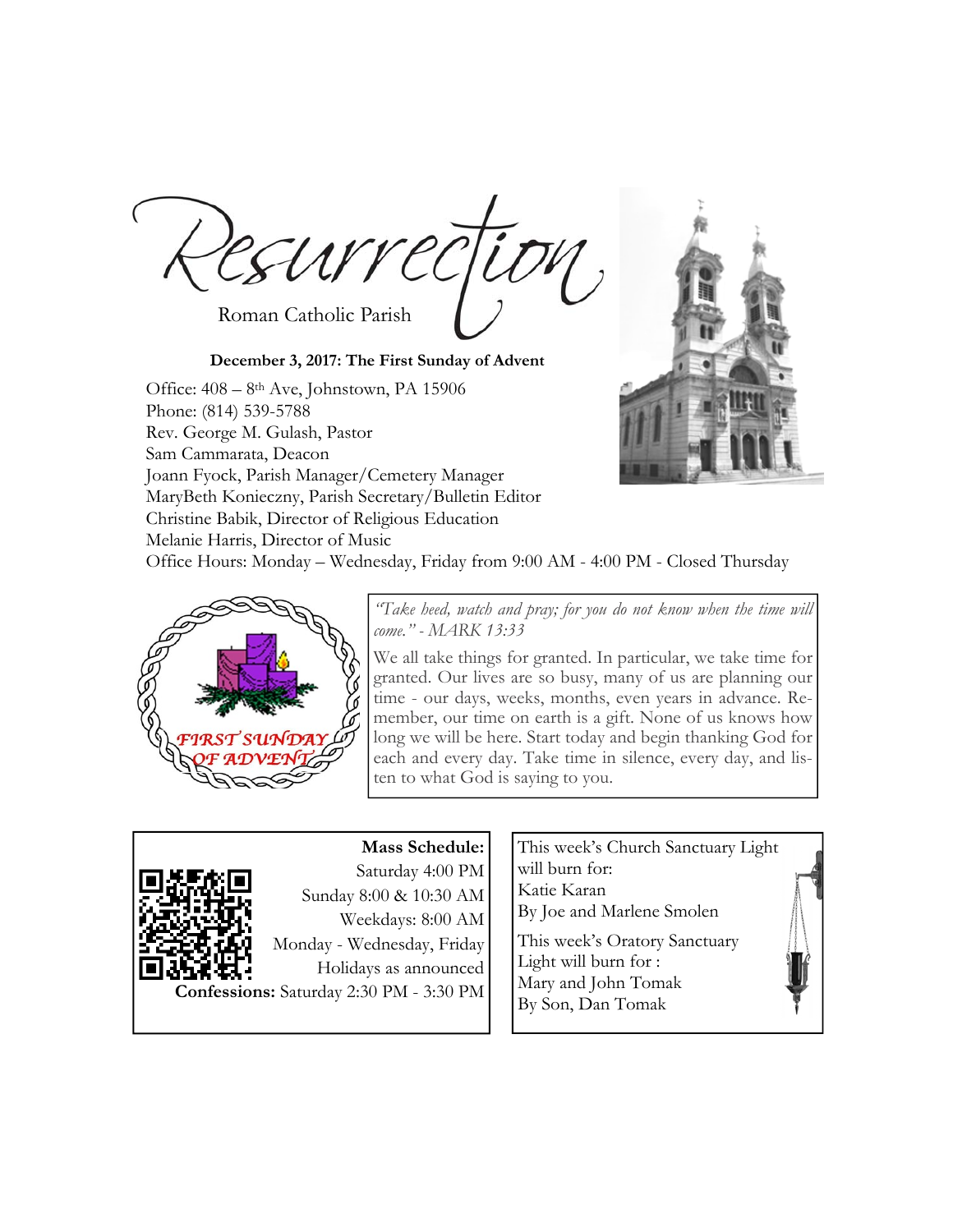# Resurrection

Roman Catholic Parish

**December 3, 2017: The First Sunday of Advent**

Office: 408 – 8th Ave, Johnstown, PA 15906
Phone: (814) 539-5788
Rev. George M. Gulash, Pastor
Sam Cammarata, Deacon
Joann Fyock, Parish Manager/Cemetery Manager
MaryBeth Konieczny, Parish Secretary/Bulletin Editor
Christine Babik, Director of Religious Education
Melanie Harris, Director of Music
Office Hours: Monday – Wednesday, Friday from 9:00 AM - 4:00 PM - Closed Thursday

FIRST SUNDAY OF ADVENT

*"Take heed, watch and pray; for you do not know when the time will come." - MARK 13:33*

We all take things for granted. In particular, we take time for granted. Our lives are so busy, many of us are planning our time - our days, weeks, months, even years in advance. Remember, our time on earth is a gift. None of us knows how long we will be here. Start today and begin thanking God for each and every day. Take time in silence, every day, and listen to what God is saying to you.

**Mass Schedule:**
Saturday 4:00 PM
Sunday 8:00 & 10:30 AM
Weekdays: 8:00 AM
Monday - Wednesday, Friday
Holidays as announced
**Confessions:** Saturday 2:30 PM - 3:30 PM

This week's Church Sanctuary Light will burn for:
Katie Karan
By Joe and Marlene Smolen

This week's Oratory Sanctuary Light will burn for :
Mary and John Tomak
By Son, Dan Tomak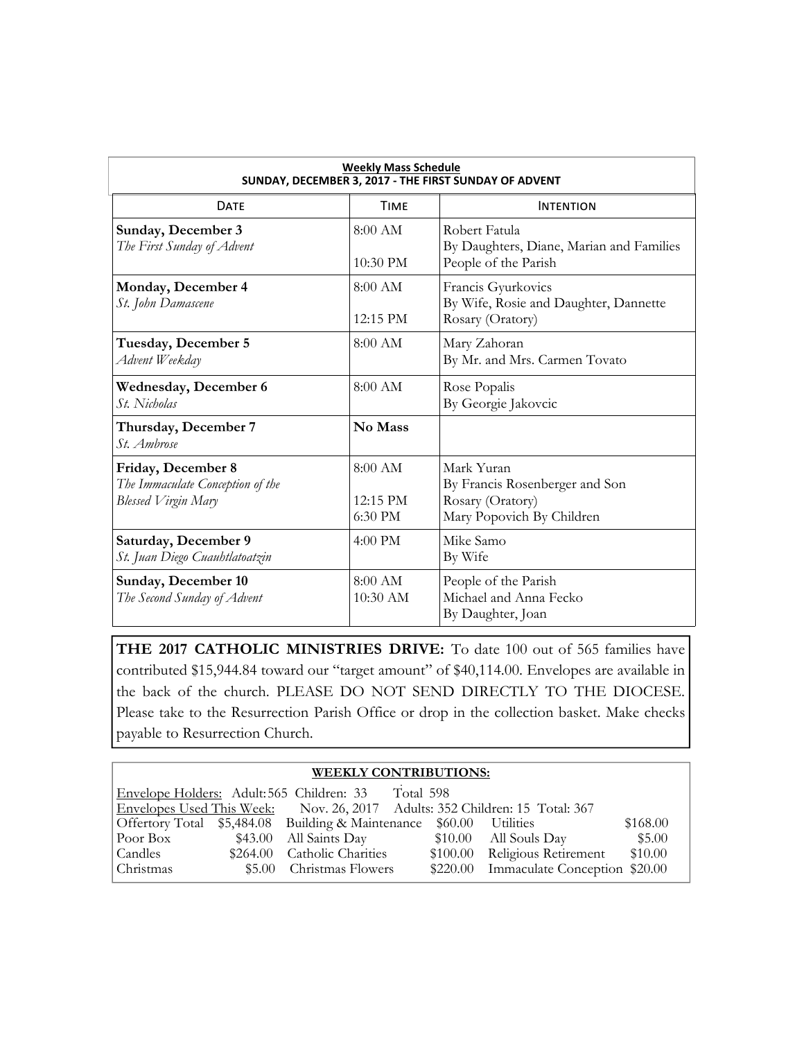**Weekly Mass Schedule**
**SUNDAY, DECEMBER 3, 2017 - THE FIRST SUNDAY OF ADVENT**

| DATE | TIME | INTENTION |
|---|---|---|
| **Sunday, December 3**<br>*The First Sunday of Advent* | 8:00 AM<br><br>10:30 PM | Robert Fatula<br>By Daughters, Diane, Marian and Families<br>People of the Parish |
| **Monday, December 4**<br>*St. John Damascene* | 8:00 AM<br><br>12:15 PM | Francis Gyurkovics<br>By Wife, Rosie and Daughter, Dannette<br>Rosary (Oratory) |
| **Tuesday, December 5**<br>*Advent Weekday* | 8:00 AM | Mary Zahoran<br>By Mr. and Mrs. Carmen Tovato |
| **Wednesday, December 6**<br>*St. Nicholas* | 8:00 AM | Rose Popalis<br>By Georgie Jakovcic |
| **Thursday, December 7**<br>*St. Ambrose* | **No Mass** | |
| **Friday, December 8**<br>*The Immaculate Conception of the Blessed Virgin Mary* | 8:00 AM<br><br>12:15 PM<br>6:30 PM | Mark Yuran<br>By Francis Rosenberger and Son<br>Rosary (Oratory)<br>Mary Popovich By Children |
| **Saturday, December 9**<br>*St. Juan Diego Cuauhtlatoatzin* | 4:00 PM | Mike Samo<br>By Wife |
| **Sunday, December 10**<br>*The Second Sunday of Advent* | 8:00 AM<br>10:30 AM | People of the Parish<br>Michael and Anna Fecko<br>By Daughter, Joan |

**THE 2017 CATHOLIC MINISTRIES DRIVE:** To date 100 out of 565 families have contributed $15,944.84 toward our "target amount" of $40,114.00. Envelopes are available in the back of the church. PLEASE DO NOT SEND DIRECTLY TO THE DIOCESE. Please take to the Resurrection Parish Office or drop in the collection basket. Make checks payable to Resurrection Church.

**WEEKLY CONTRIBUTIONS:**

Envelope Holders: Adult: 565 Children: 33 Total 598
Envelopes Used This Week: Nov. 26, 2017 Adults: 352 Children: 15 Total: 367

| | | | | | |
|---|---|---|---|---|---|
| Offertory Total | $5,484.08 | Building & Maintenance | $60.00 | Utilities | $168.00 |
| Poor Box | $43.00 | All Saints Day | $10.00 | All Souls Day | $5.00 |
| Candles | $264.00 | Catholic Charities | $100.00 | Religious Retirement | $10.00 |
| Christmas | $5.00 | Christmas Flowers | $220.00 | Immaculate Conception | $20.00 |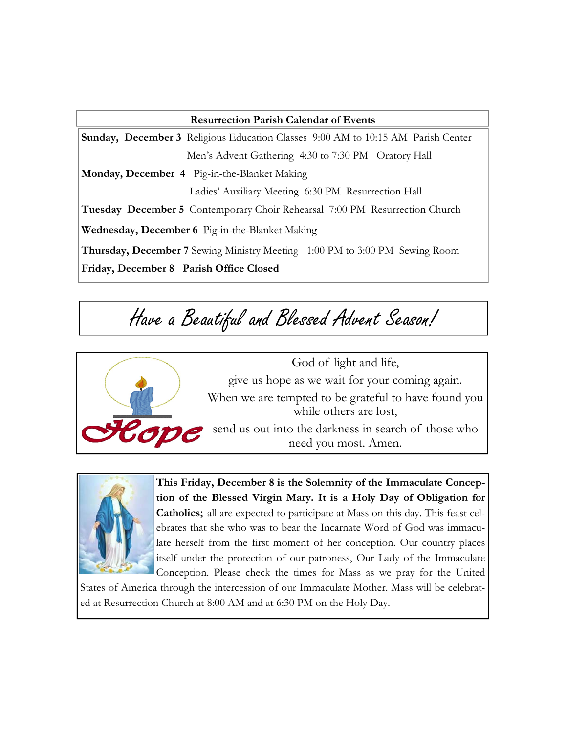**Resurrection Parish Calendar of Events**

| | |
|---|---|
| **Sunday, December 3** | Religious Education Classes 9:00 AM to 10:15 AM Parish Center |
| | Men's Advent Gathering 4:30 to 7:30 PM Oratory Hall |
| **Monday, December 4** | Pig-in-the-Blanket Making |
| | Ladies' Auxiliary Meeting 6:30 PM Resurrection Hall |
| **Tuesday December 5** | Contemporary Choir Rehearsal 7:00 PM Resurrection Church |
| **Wednesday, December 6** | Pig-in-the-Blanket Making |
| **Thursday, December 7** | Sewing Ministry Meeting 1:00 PM to 3:00 PM Sewing Room |
| **Friday, December 8** | **Parish Office Closed** |

*Have a Beautiful and Blessed Advent Season!*

Hope

God of light and life,
give us hope as we wait for your coming again.
When we are tempted to be grateful to have found you while others are lost,
send us out into the darkness in search of those who need you most. Amen.

**This Friday, December 8 is the Solemnity of the Immaculate Conception of the Blessed Virgin Mary. It is a Holy Day of Obligation for Catholics;** all are expected to participate at Mass on this day. This feast celebrates that she who was to bear the Incarnate Word of God was immaculate herself from the first moment of her conception. Our country places itself under the protection of our patroness, Our Lady of the Immaculate Conception. Please check the times for Mass as we pray for the United States of America through the intercession of our Immaculate Mother. Mass will be celebrated at Resurrection Church at 8:00 AM and at 6:30 PM on the Holy Day.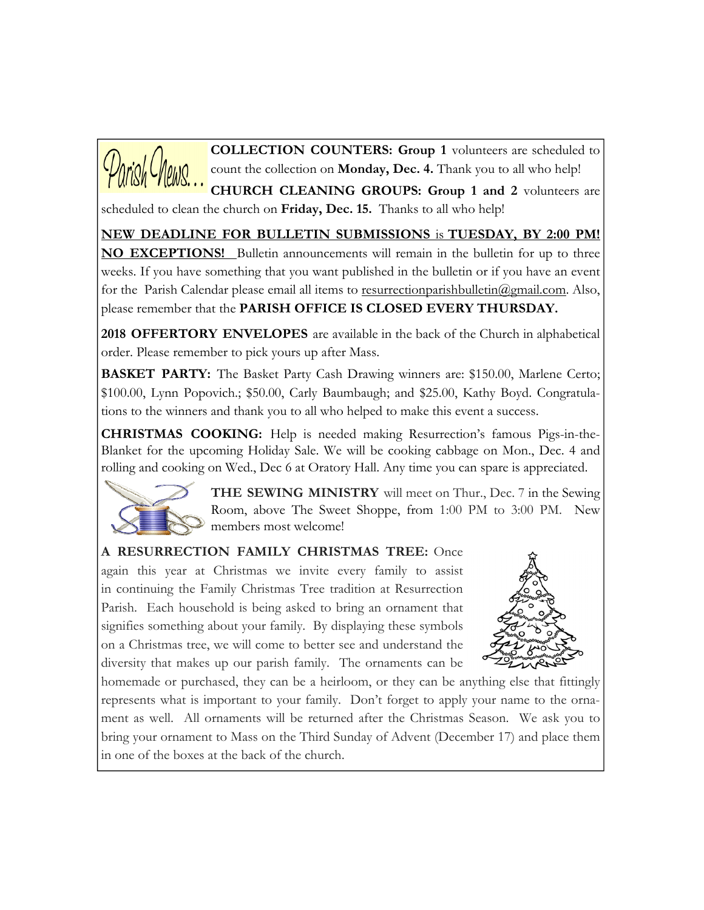# Parish News...

**COLLECTION COUNTERS: Group 1** volunteers are scheduled to count the collection on **Monday, Dec. 4.** Thank you to all who help!

**CHURCH CLEANING GROUPS: Group 1 and 2** volunteers are scheduled to clean the church on **Friday, Dec. 15.** Thanks to all who help!

**NEW DEADLINE FOR BULLETIN SUBMISSIONS** is **TUESDAY, BY 2:00 PM! NO EXCEPTIONS!** Bulletin announcements will remain in the bulletin for up to three weeks. If you have something that you want published in the bulletin or if you have an event for the Parish Calendar please email all items to resurrectionparishbulletin@gmail.com. Also, please remember that the **PARISH OFFICE IS CLOSED EVERY THURSDAY.**

**2018 OFFERTORY ENVELOPES** are available in the back of the Church in alphabetical order. Please remember to pick yours up after Mass.

**BASKET PARTY:** The Basket Party Cash Drawing winners are: $150.00, Marlene Certo; $100.00, Lynn Popovich.; $50.00, Carly Baumbaugh; and $25.00, Kathy Boyd. Congratulations to the winners and thank you to all who helped to make this event a success.

**CHRISTMAS COOKING:** Help is needed making Resurrection's famous Pigs-in-the-Blanket for the upcoming Holiday Sale. We will be cooking cabbage on Mon., Dec. 4 and rolling and cooking on Wed., Dec 6 at Oratory Hall. Any time you can spare is appreciated.

**THE SEWING MINISTRY** will meet on Thur., Dec. 7 in the Sewing Room, above The Sweet Shoppe, from 1:00 PM to 3:00 PM. New members most welcome!

**A RESURRECTION FAMILY CHRISTMAS TREE:** Once again this year at Christmas we invite every family to assist in continuing the Family Christmas Tree tradition at Resurrection Parish. Each household is being asked to bring an ornament that signifies something about your family. By displaying these symbols on a Christmas tree, we will come to better see and understand the diversity that makes up our parish family. The ornaments can be homemade or purchased, they can be a heirloom, or they can be anything else that fittingly represents what is important to your family. Don't forget to apply your name to the ornament as well. All ornaments will be returned after the Christmas Season. We ask you to bring your ornament to Mass on the Third Sunday of Advent (December 17) and place them in one of the boxes at the back of the church.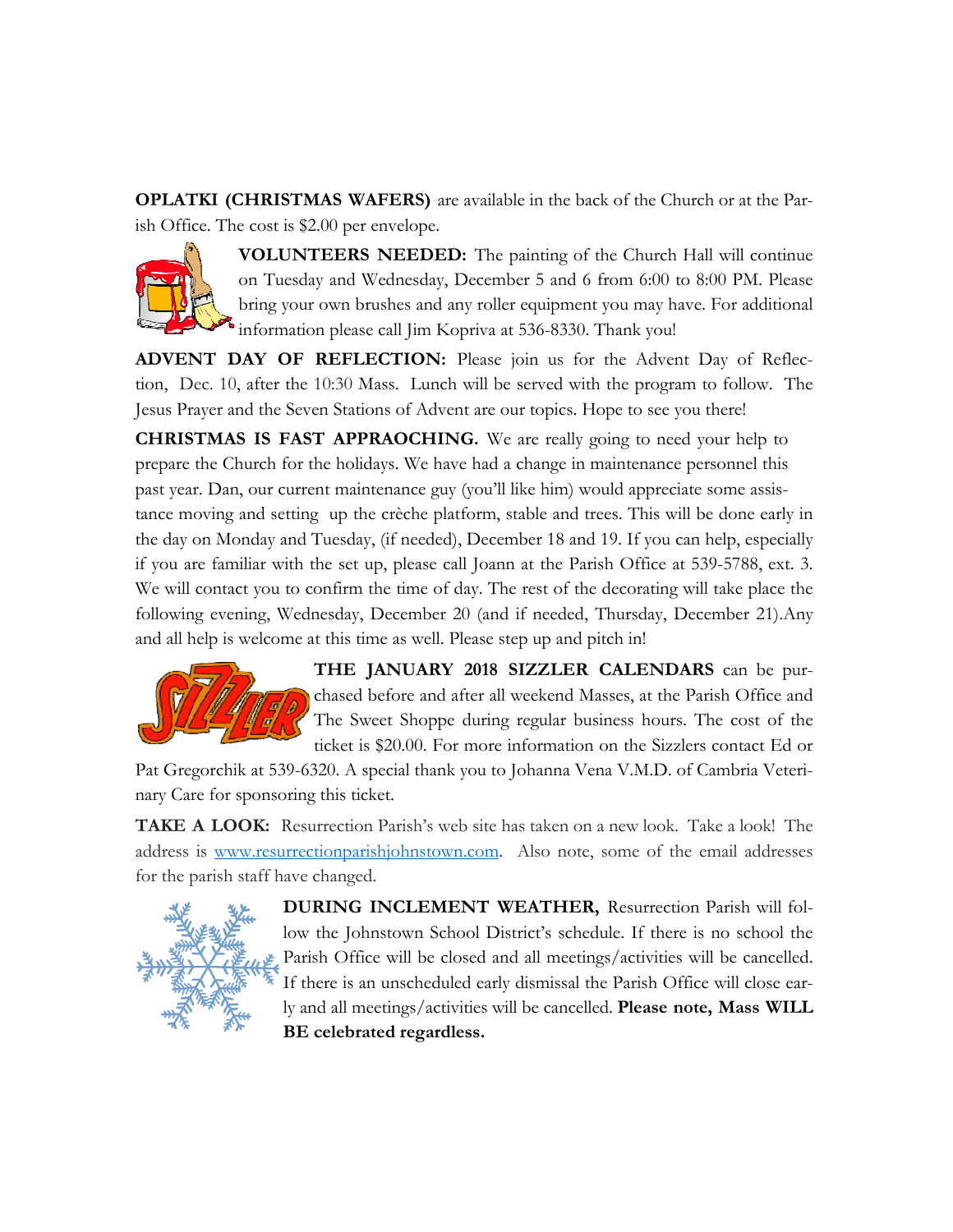**OPLATKI (CHRISTMAS WAFERS)** are available in the back of the Church or at the Parish Office. The cost is $2.00 per envelope.

**VOLUNTEERS NEEDED:** The painting of the Church Hall will continue on Tuesday and Wednesday, December 5 and 6 from 6:00 to 8:00 PM. Please bring your own brushes and any roller equipment you may have. For additional information please call Jim Kopriva at 536-8330. Thank you!

**ADVENT DAY OF REFLECTION:** Please join us for the Advent Day of Reflection, Dec. 10, after the 10:30 Mass. Lunch will be served with the program to follow. The Jesus Prayer and the Seven Stations of Advent are our topics. Hope to see you there!

**CHRISTMAS IS FAST APPRAOCHING.** We are really going to need your help to prepare the Church for the holidays. We have had a change in maintenance personnel this past year. Dan, our current maintenance guy (you'll like him) would appreciate some assistance moving and setting up the crèche platform, stable and trees. This will be done early in the day on Monday and Tuesday, (if needed), December 18 and 19. If you can help, especially if you are familiar with the set up, please call Joann at the Parish Office at 539-5788, ext. 3. We will contact you to confirm the time of day. The rest of the decorating will take place the following evening, Wednesday, December 20 (and if needed, Thursday, December 21).Any and all help is welcome at this time as well. Please step up and pitch in!

**THE JANUARY 2018 SIZZLER CALENDARS** can be purchased before and after all weekend Masses, at the Parish Office and The Sweet Shoppe during regular business hours. The cost of the ticket is $20.00. For more information on the Sizzlers contact Ed or Pat Gregorchik at 539-6320. A special thank you to Johanna Vena V.M.D. of Cambria Veterinary Care for sponsoring this ticket.

**TAKE A LOOK:** Resurrection Parish's web site has taken on a new look. Take a look! The address is www.resurrectionparishjohnstown.com. Also note, some of the email addresses for the parish staff have changed.

**DURING INCLEMENT WEATHER,** Resurrection Parish will follow the Johnstown School District's schedule. If there is no school the Parish Office will be closed and all meetings/activities will be cancelled. If there is an unscheduled early dismissal the Parish Office will close early and all meetings/activities will be cancelled. **Please note, Mass WILL BE celebrated regardless.**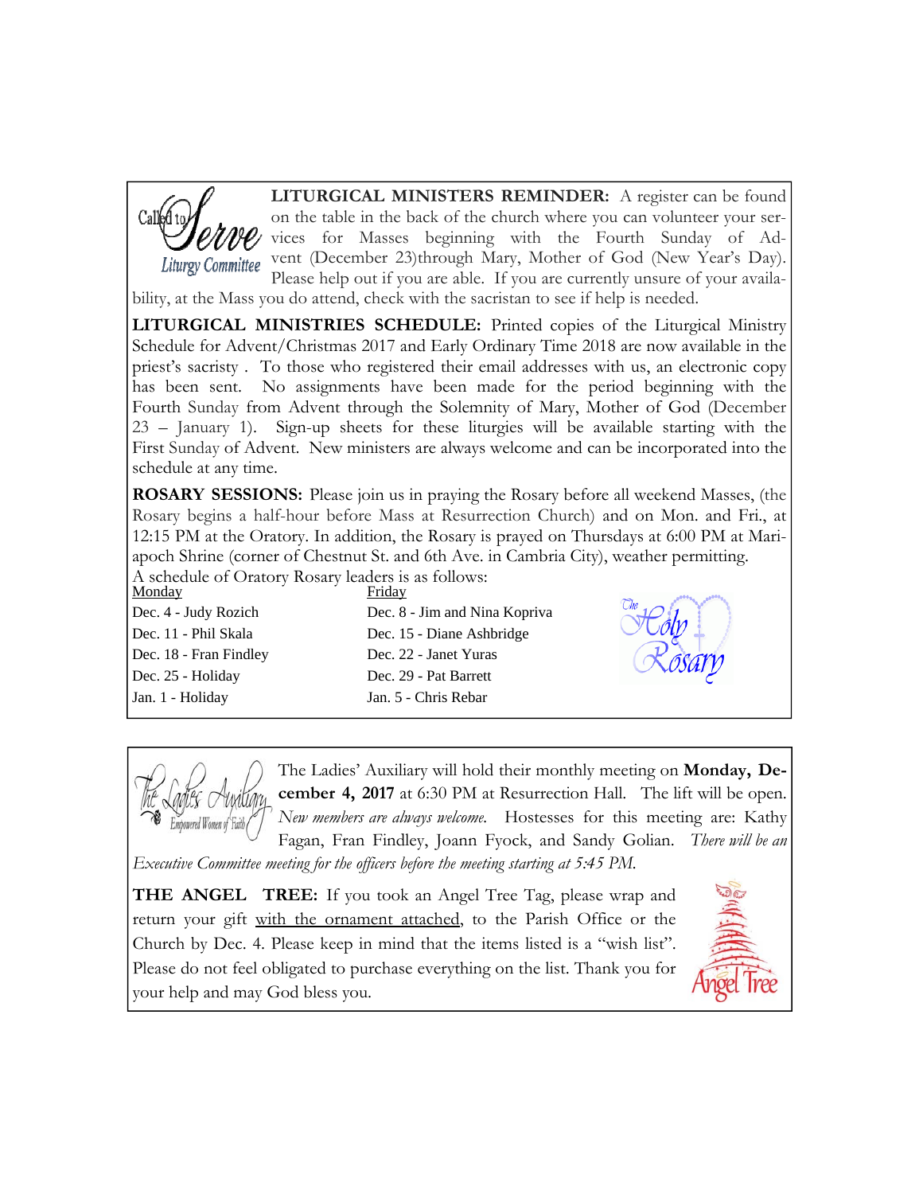**LITURGICAL MINISTERS REMINDER:** A register can be found on the table in the back of the church where you can volunteer your services for Masses beginning with the Fourth Sunday of Advent (December 23)through Mary, Mother of God (New Year's Day). Please help out if you are able. If you are currently unsure of your availability, at the Mass you do attend, check with the sacristan to see if help is needed.

**LITURGICAL MINISTRIES SCHEDULE:** Printed copies of the Liturgical Ministry Schedule for Advent/Christmas 2017 and Early Ordinary Time 2018 are now available in the priest's sacristy . To those who registered their email addresses with us, an electronic copy has been sent. No assignments have been made for the period beginning with the Fourth Sunday from Advent through the Solemnity of Mary, Mother of God (December 23 – January 1). Sign-up sheets for these liturgies will be available starting with the First Sunday of Advent. New ministers are always welcome and can be incorporated into the schedule at any time.

**ROSARY SESSIONS:** Please join us in praying the Rosary before all weekend Masses, (the Rosary begins a half-hour before Mass at Resurrection Church) and on Mon. and Fri., at 12:15 PM at the Oratory. In addition, the Rosary is prayed on Thursdays at 6:00 PM at Mariapoch Shrine (corner of Chestnut St. and 6th Ave. in Cambria City), weather permitting.

A schedule of Oratory Rosary leaders is as follows:

| Monday | Friday |
|---|---|
| Dec. 4 - Judy Rozich | Dec. 8 - Jim and Nina Kopriva |
| Dec. 11 - Phil Skala | Dec. 15 - Diane Ashbridge |
| Dec. 18 - Fran Findley | Dec. 22 - Janet Yuras |
| Dec. 25 - Holiday | Dec. 29 - Pat Barrett |
| Jan. 1 - Holiday | Jan. 5 - Chris Rebar |

The Ladies' Auxiliary will hold their monthly meeting on **Monday, December 4, 2017** at 6:30 PM at Resurrection Hall. The lift will be open. *New members are always welcome.* Hostesses for this meeting are: Kathy Fagan, Fran Findley, Joann Fyock, and Sandy Golian. *There will be an Executive Committee meeting for the officers before the meeting starting at 5:45 PM.*

**THE ANGEL TREE:** If you took an Angel Tree Tag, please wrap and return your gift with the ornament attached, to the Parish Office or the Church by Dec. 4. Please keep in mind that the items listed is a "wish list". Please do not feel obligated to purchase everything on the list. Thank you for your help and may God bless you.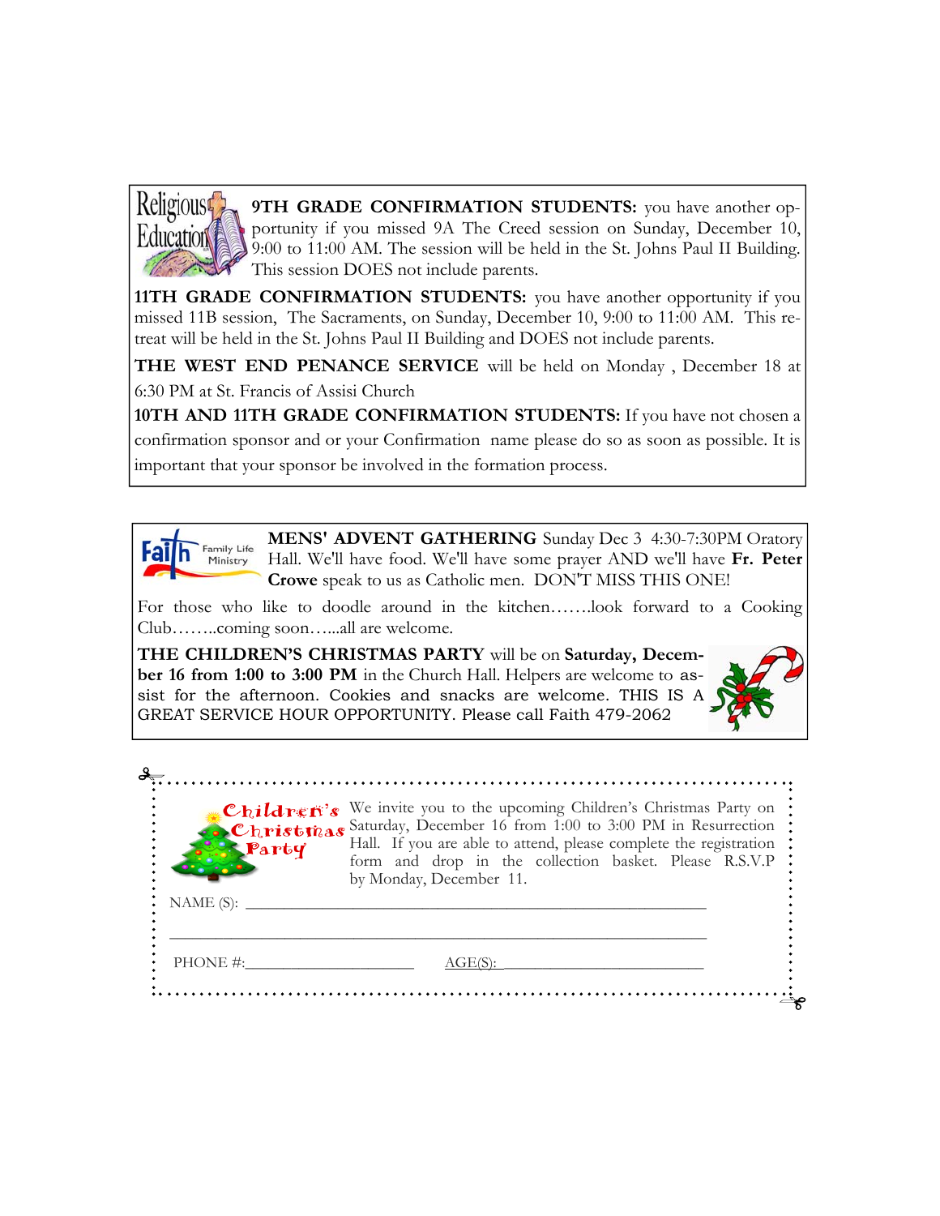**9TH GRADE CONFIRMATION STUDENTS:** you have another opportunity if you missed 9A The Creed session on Sunday, December 10, 9:00 to 11:00 AM. The session will be held in the St. Johns Paul II Building. This session DOES not include parents.

**11TH GRADE CONFIRMATION STUDENTS:** you have another opportunity if you missed 11B session, The Sacraments, on Sunday, December 10, 9:00 to 11:00 AM. This retreat will be held in the St. Johns Paul II Building and DOES not include parents.

**THE WEST END PENANCE SERVICE** will be held on Monday , December 18 at 6:30 PM at St. Francis of Assisi Church

**10TH AND 11TH GRADE CONFIRMATION STUDENTS:** If you have not chosen a confirmation sponsor and or your Confirmation name please do so as soon as possible. It is important that your sponsor be involved in the formation process.

---

**MENS' ADVENT GATHERING** Sunday Dec 3 4:30-7:30PM Oratory Hall. We'll have food. We'll have some prayer AND we'll have **Fr. Peter Crowe** speak to us as Catholic men. DON'T MISS THIS ONE!

For those who like to doodle around in the kitchen…….look forward to a Cooking Club……..coming soon…...all are welcome.

**THE CHILDREN'S CHRISTMAS PARTY** will be on **Saturday, December 16 from 1:00 to 3:00 PM** in the Church Hall. Helpers are welcome to assist for the afternoon. Cookies and snacks are welcome. THIS IS A GREAT SERVICE HOUR OPPORTUNITY. Please call Faith 479-2062

---

**Children's Christmas Party**

We invite you to the upcoming Children's Christmas Party on Saturday, December 16 from 1:00 to 3:00 PM in Resurrection Hall. If you are able to attend, please complete the registration form and drop in the collection basket. Please R.S.V.P by Monday, December 11.

NAME (S): ______________________________________________

______________________________________________

PHONE #:____________________ AGE(S): ______________________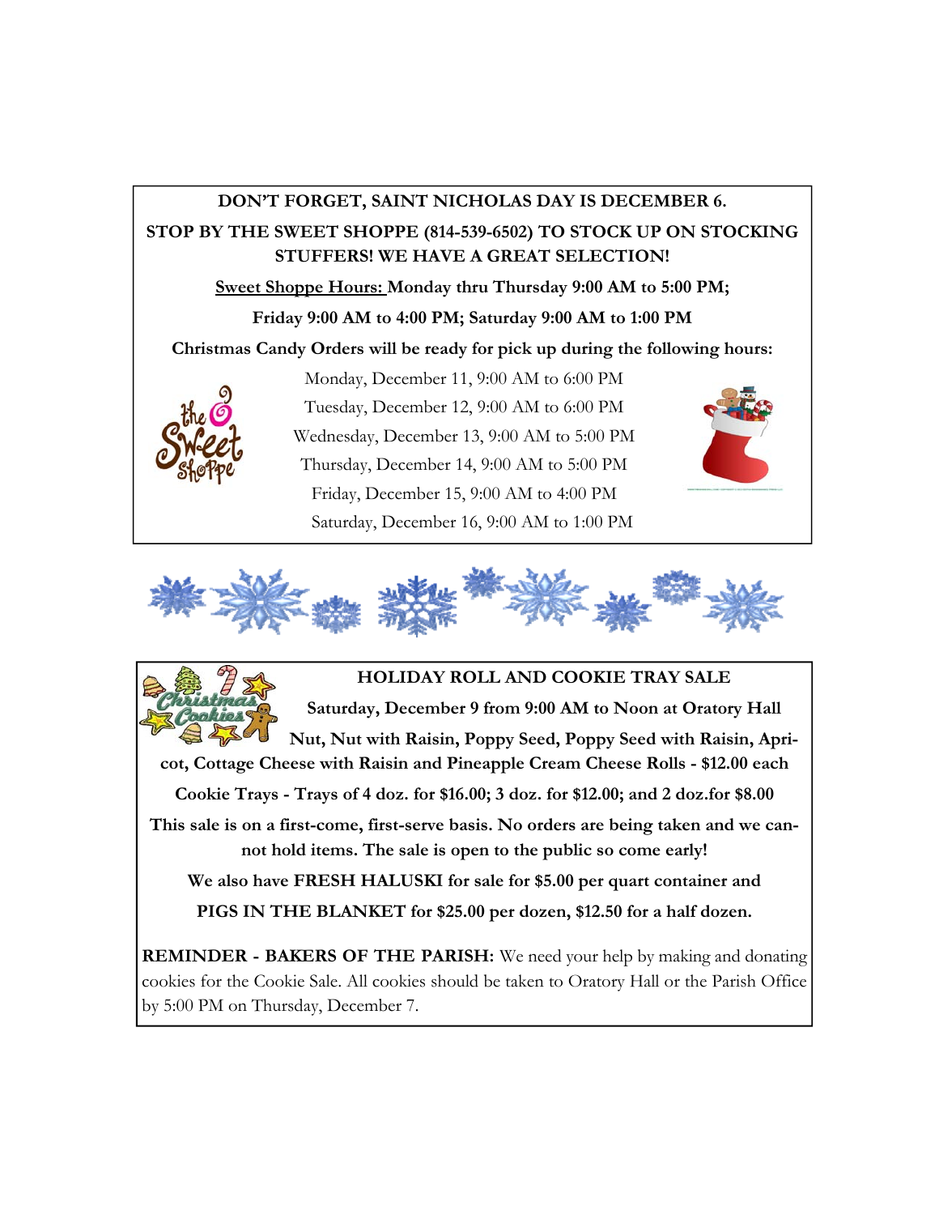**DON'T FORGET, SAINT NICHOLAS DAY IS DECEMBER 6.**

**STOP BY THE SWEET SHOPPE (814-539-6502) TO STOCK UP ON STOCKING STUFFERS! WE HAVE A GREAT SELECTION!**

**Sweet Shoppe Hours: Monday thru Thursday 9:00 AM to 5:00 PM;**

**Friday 9:00 AM to 4:00 PM; Saturday 9:00 AM to 1:00 PM**

**Christmas Candy Orders will be ready for pick up during the following hours:**

Monday, December 11, 9:00 AM to 6:00 PM

Tuesday, December 12, 9:00 AM to 6:00 PM

Wednesday, December 13, 9:00 AM to 5:00 PM

Thursday, December 14, 9:00 AM to 5:00 PM

Friday, December 15, 9:00 AM to 4:00 PM

Saturday, December 16, 9:00 AM to 1:00 PM

**HOLIDAY ROLL AND COOKIE TRAY SALE**

**Saturday, December 9 from 9:00 AM to Noon at Oratory Hall**

**Nut, Nut with Raisin, Poppy Seed, Poppy Seed with Raisin, Apricot, Cottage Cheese with Raisin and Pineapple Cream Cheese Rolls - $12.00 each**

**Cookie Trays - Trays of 4 doz. for $16.00; 3 doz. for $12.00; and 2 doz.for $8.00**

**This sale is on a first-come, first-serve basis. No orders are being taken and we cannot hold items. The sale is open to the public so come early!**

**We also have FRESH HALUSKI for sale for $5.00 per quart container and**

**PIGS IN THE BLANKET for $25.00 per dozen, $12.50 for a half dozen.**

**REMINDER - BAKERS OF THE PARISH:** We need your help by making and donating cookies for the Cookie Sale. All cookies should be taken to Oratory Hall or the Parish Office by 5:00 PM on Thursday, December 7.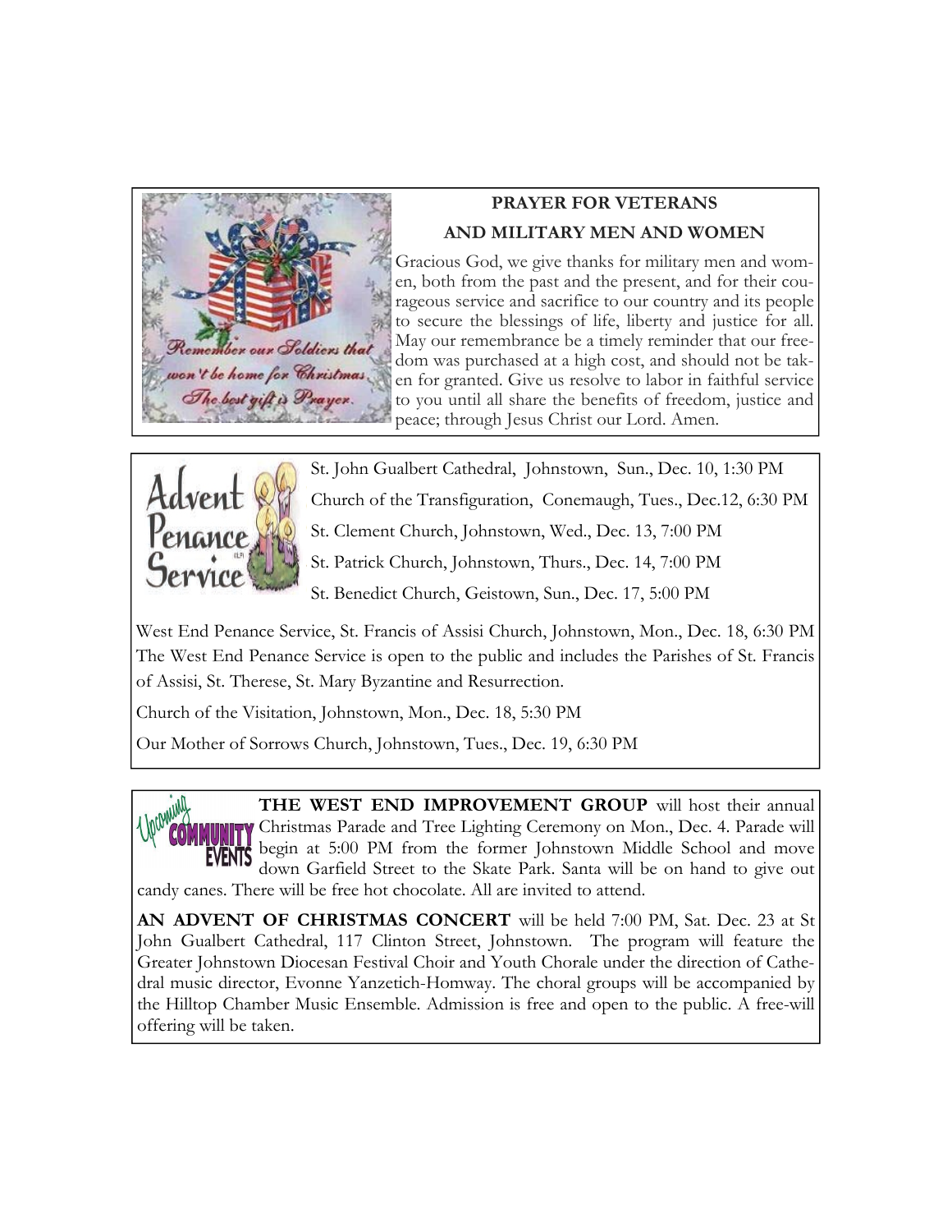## PRAYER FOR VETERANS AND MILITARY MEN AND WOMEN

Gracious God, we give thanks for military men and women, both from the past and the present, and for their courageous service and sacrifice to our country and its people to secure the blessings of life, liberty and justice for all. May our remembrance be a timely reminder that our freedom was purchased at a high cost, and should not be taken for granted. Give us resolve to labor in faithful service to you until all share the benefits of freedom, justice and peace; through Jesus Christ our Lord. Amen.

## Advent Penance Service

St. John Gualbert Cathedral, Johnstown, Sun., Dec. 10, 1:30 PM

Church of the Transfiguration, Conemaugh, Tues., Dec.12, 6:30 PM

St. Clement Church, Johnstown, Wed., Dec. 13, 7:00 PM

St. Patrick Church, Johnstown, Thurs., Dec. 14, 7:00 PM

St. Benedict Church, Geistown, Sun., Dec. 17, 5:00 PM

West End Penance Service, St. Francis of Assisi Church, Johnstown, Mon., Dec. 18, 6:30 PM The West End Penance Service is open to the public and includes the Parishes of St. Francis of Assisi, St. Therese, St. Mary Byzantine and Resurrection.

Church of the Visitation, Johnstown, Mon., Dec. 18, 5:30 PM

Our Mother of Sorrows Church, Johnstown, Tues., Dec. 19, 6:30 PM

## Upcoming Community Events

**THE WEST END IMPROVEMENT GROUP** will host their annual Christmas Parade and Tree Lighting Ceremony on Mon., Dec. 4. Parade will begin at 5:00 PM from the former Johnstown Middle School and move down Garfield Street to the Skate Park. Santa will be on hand to give out candy canes. There will be free hot chocolate. All are invited to attend.

**AN ADVENT OF CHRISTMAS CONCERT** will be held 7:00 PM, Sat. Dec. 23 at St John Gualbert Cathedral, 117 Clinton Street, Johnstown. The program will feature the Greater Johnstown Diocesan Festival Choir and Youth Chorale under the direction of Cathedral music director, Evonne Yanzetich-Homway. The choral groups will be accompanied by the Hilltop Chamber Music Ensemble. Admission is free and open to the public. A free-will offering will be taken.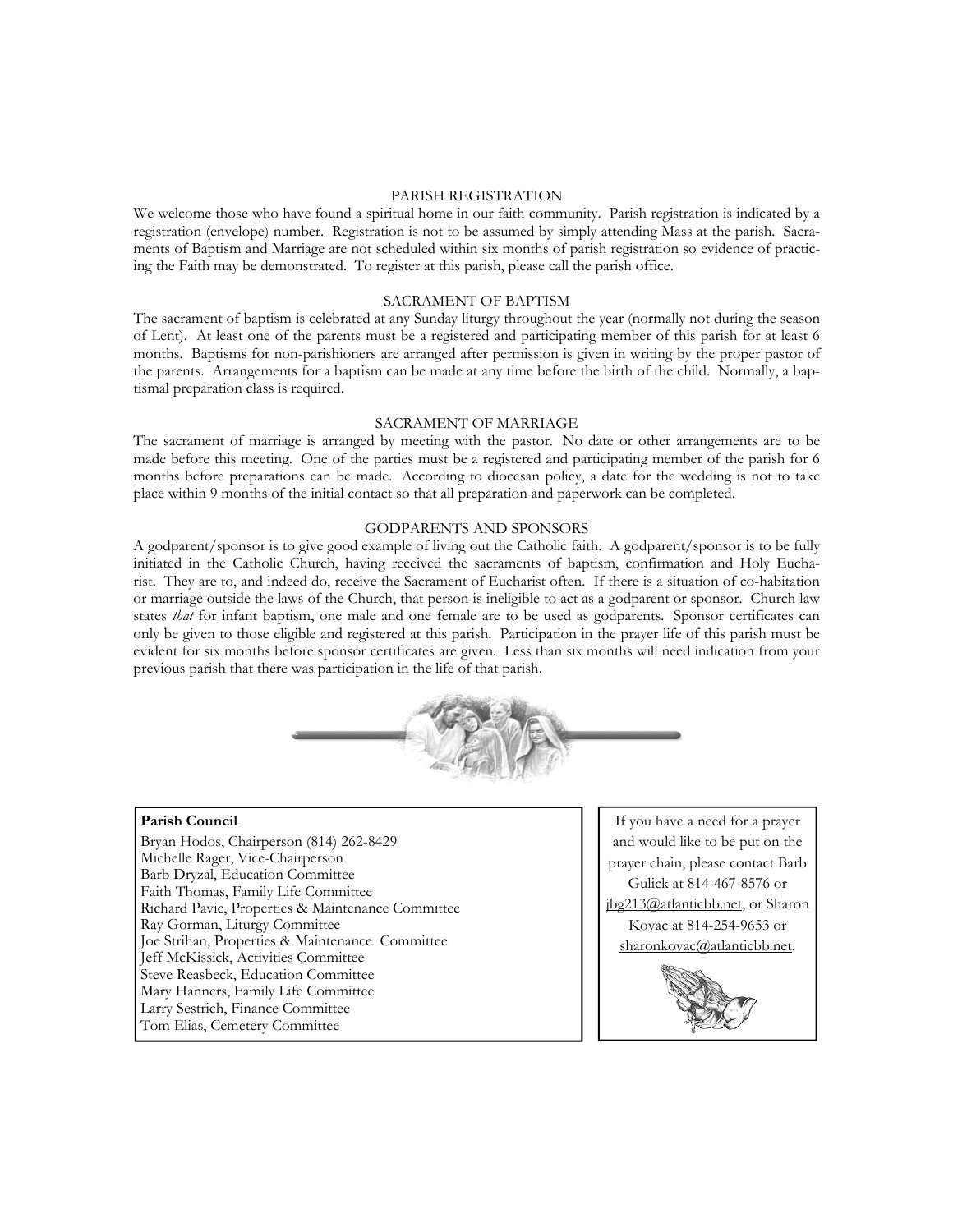## PARISH REGISTRATION

We welcome those who have found a spiritual home in our faith community. Parish registration is indicated by a registration (envelope) number. Registration is not to be assumed by simply attending Mass at the parish. Sacraments of Baptism and Marriage are not scheduled within six months of parish registration so evidence of practicing the Faith may be demonstrated. To register at this parish, please call the parish office.

## SACRAMENT OF BAPTISM

The sacrament of baptism is celebrated at any Sunday liturgy throughout the year (normally not during the season of Lent). At least one of the parents must be a registered and participating member of this parish for at least 6 months. Baptisms for non-parishioners are arranged after permission is given in writing by the proper pastor of the parents. Arrangements for a baptism can be made at any time before the birth of the child. Normally, a baptismal preparation class is required.

## SACRAMENT OF MARRIAGE

The sacrament of marriage is arranged by meeting with the pastor. No date or other arrangements are to be made before this meeting. One of the parties must be a registered and participating member of the parish for 6 months before preparations can be made. According to diocesan policy, a date for the wedding is not to take place within 9 months of the initial contact so that all preparation and paperwork can be completed.

## GODPARENTS AND SPONSORS

A godparent/sponsor is to give good example of living out the Catholic faith. A godparent/sponsor is to be fully initiated in the Catholic Church, having received the sacraments of baptism, confirmation and Holy Eucharist. They are to, and indeed do, receive the Sacrament of Eucharist often. If there is a situation of co-habitation or marriage outside the laws of the Church, that person is ineligible to act as a godparent or sponsor. Church law states *that* for infant baptism, one male and one female are to be used as godparents. Sponsor certificates can only be given to those eligible and registered at this parish. Participation in the prayer life of this parish must be evident for six months before sponsor certificates are given. Less than six months will need indication from your previous parish that there was participation in the life of that parish.

**Parish Council**

Bryan Hodos, Chairperson (814) 262-8429
Michelle Rager, Vice-Chairperson
Barb Dryzal, Education Committee
Faith Thomas, Family Life Committee
Richard Pavic, Properties & Maintenance Committee
Ray Gorman, Liturgy Committee
Joe Strihan, Properties & Maintenance Committee
Jeff McKissick, Activities Committee
Steve Reasbeck, Education Committee
Mary Hanners, Family Life Committee
Larry Sestrich, Finance Committee
Tom Elias, Cemetery Committee

If you have a need for a prayer and would like to be put on the prayer chain, please contact Barb Gulick at 814-467-8576 or jbg213@atlanticbb.net, or Sharon Kovac at 814-254-9653 or sharonkovac@atlanticbb.net.